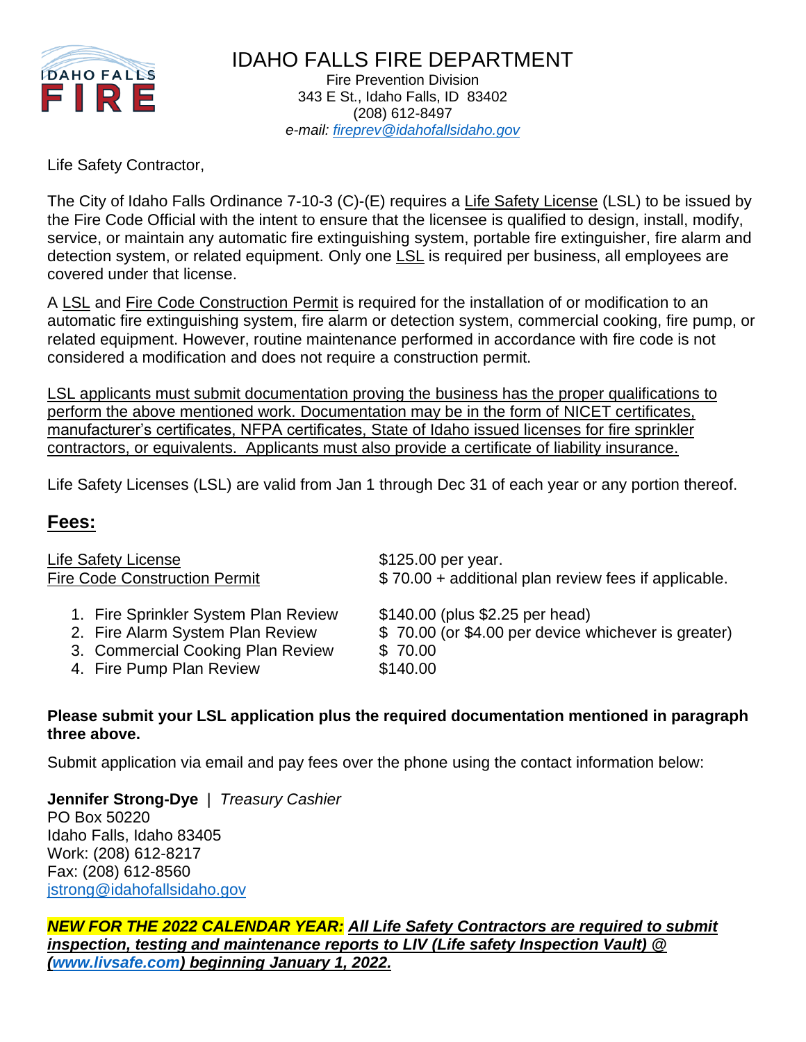# IDAHO FALLS FIRE DEPARTMENT

Fire Prevention Division
343 E St., Idaho Falls, ID 83402
(208) 612-8497
*e-mail: fireprev@idahofallsidaho.gov*

Life Safety Contractor,

The City of Idaho Falls Ordinance 7-10-3 (C)-(E) requires a Life Safety License (LSL) to be issued by the Fire Code Official with the intent to ensure that the licensee is qualified to design, install, modify, service, or maintain any automatic fire extinguishing system, portable fire extinguisher, fire alarm and detection system, or related equipment. Only one LSL is required per business, all employees are covered under that license.

A LSL and Fire Code Construction Permit is required for the installation of or modification to an automatic fire extinguishing system, fire alarm or detection system, commercial cooking, fire pump, or related equipment. However, routine maintenance performed in accordance with fire code is not considered a modification and does not require a construction permit.

LSL applicants must submit documentation proving the business has the proper qualifications to perform the above mentioned work. Documentation may be in the form of NICET certificates, manufacturer's certificates, NFPA certificates, State of Idaho issued licenses for fire sprinkler contractors, or equivalents. Applicants must also provide a certificate of liability insurance.

Life Safety Licenses (LSL) are valid from Jan 1 through Dec 31 of each year or any portion thereof.

## Fees:

| | |
|---|---|
| Life Safety License | $125.00 per year. |
| Fire Code Construction Permit | $ 70.00 + additional plan review fees if applicable. |
| 1. Fire Sprinkler System Plan Review | $140.00 (plus $2.25 per head) |
| 2. Fire Alarm System Plan Review | $ 70.00 (or $4.00 per device whichever is greater) |
| 3. Commercial Cooking Plan Review | $ 70.00 |
| 4. Fire Pump Plan Review | $140.00 |

**Please submit your LSL application plus the required documentation mentioned in paragraph three above.**

Submit application via email and pay fees over the phone using the contact information below:

**Jennifer Strong-Dye** | *Treasury Cashier*
PO Box 50220
Idaho Falls, Idaho 83405
Work: (208) 612-8217
Fax: (208) 612-8560
jstrong@idahofallsidaho.gov

***NEW FOR THE 2022 CALENDAR YEAR: All Life Safety Contractors are required to submit inspection, testing and maintenance reports to LIV (Life safety Inspection Vault) @ (www.livsafe.com) beginning January 1, 2022.***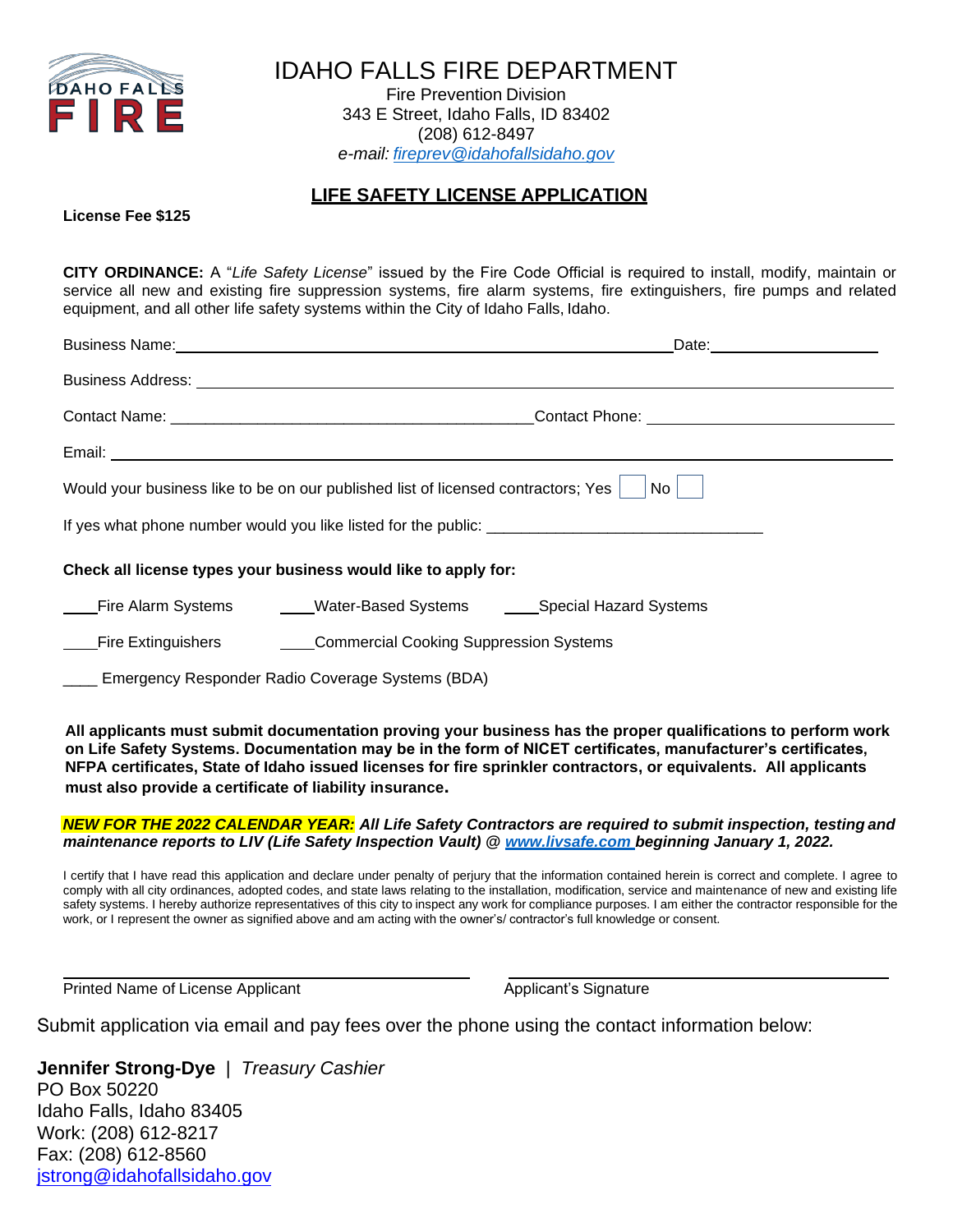# IDAHO FALLS FIRE DEPARTMENT

Fire Prevention Division
343 E Street, Idaho Falls, ID 83402
(208) 612-8497
*e-mail: fireprev@idahofallsidaho.gov*

## LIFE SAFETY LICENSE APPLICATION

**License Fee $125**

**CITY ORDINANCE:** A "*Life Safety License*" issued by the Fire Code Official is required to install, modify, maintain or service all new and existing fire suppression systems, fire alarm systems, fire extinguishers, fire pumps and related equipment, and all other life safety systems within the City of Idaho Falls, Idaho.

Business Name: ______________________________ Date: ______________

Business Address: ______________________________

Contact Name: ______________________________ Contact Phone: ______________

Email: ______________________________

Would your business like to be on our published list of licensed contractors; Yes ☐ No ☐

If yes what phone number would you like listed for the public: ______________________________

**Check all license types your business would like to apply for:**

____Fire Alarm Systems ____Water-Based Systems ____Special Hazard Systems

____Fire Extinguishers ____Commercial Cooking Suppression Systems

____ Emergency Responder Radio Coverage Systems (BDA)

**All applicants must submit documentation proving your business has the proper qualifications to perform work on Life Safety Systems. Documentation may be in the form of NICET certificates, manufacturer's certificates, NFPA certificates, State of Idaho issued licenses for fire sprinkler contractors, or equivalents. All applicants must also provide a certificate of liability insurance.**

***NEW FOR THE 2022 CALENDAR YEAR:* *All Life Safety Contractors are required to submit inspection, testing and maintenance reports to LIV (Life Safety Inspection Vault) @ www.livsafe.com beginning January 1, 2022.***

I certify that I have read this application and declare under penalty of perjury that the information contained herein is correct and complete. I agree to comply with all city ordinances, adopted codes, and state laws relating to the installation, modification, service and maintenance of new and existing life safety systems. I hereby authorize representatives of this city to inspect any work for compliance purposes. I am either the contractor responsible for the work, or I represent the owner as signified above and am acting with the owner's/ contractor's full knowledge or consent.

______________________________ ______________________________
Printed Name of License Applicant Applicant's Signature

Submit application via email and pay fees over the phone using the contact information below:

**Jennifer Strong-Dye** | *Treasury Cashier*
PO Box 50220
Idaho Falls, Idaho 83405
Work: (208) 612-8217
Fax: (208) 612-8560
jstrong@idahofallsidaho.gov